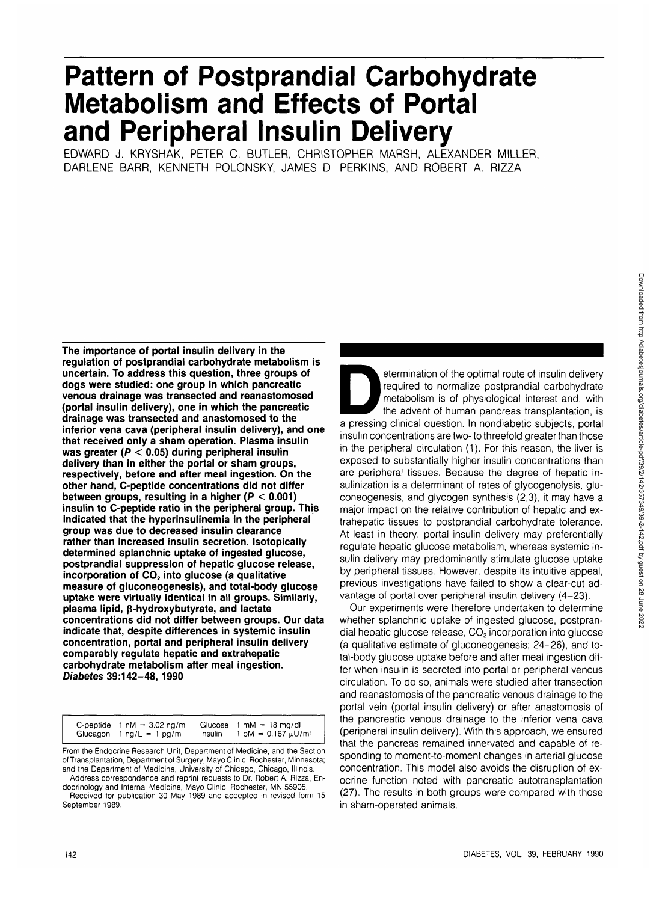# Pattern of Postprandial Carbohydrate Metabolism and Effects of Portal and Peripheral Insulin Delivery

EDWARD J. KRYSHAK, PETER C. BUTLER, CHRISTOPHER MARSH, ALEXANDER MILLER, DARLENE BARR, KENNETH POLONSKY, JAMES D. PERKINS, AND ROBERT A. RIZZA

**The importance of portal insulin delivery in the regulation of postprandial carbohydrate metabolism is uncertain. To address this question, three groups of dogs were studied: one group in which pancreatic venous drainage was transected and reanastomosed (portal insulin delivery), one in which the pancreatic drainage was transected and anastomosed to the inferior vena cava (peripheral insulin delivery), and one that received only a sham operation. Plasma insulin was greater ($P < 0.05$) during peripheral insulin delivery than in either the portal or sham groups, respectively, before and after meal ingestion. On the other hand, C-peptide concentrations did not differ between groups, resulting in a higher ($P < 0.001$) insulin to C-peptide ratio in the peripheral group. This indicated that the hyperinsulinemia in the peripheral group was due to decreased insulin clearance rather than increased insulin secretion. Isotopically determined splanchnic uptake of ingested glucose, postprandial suppression of hepatic glucose release, incorporation of $CO_2$ into glucose (a qualitative measure of gluconeogenesis), and total-body glucose uptake were virtually identical in all groups. Similarly, plasma lipid, β-hydroxybutyrate, and lactate concentrations did not differ between groups. Our data indicate that, despite differences in systemic insulin concentration, portal and peripheral insulin delivery comparably regulate hepatic and extrahepatic carbohydrate metabolism after meal ingestion. *Diabetes* 39:142–48, 1990**

| C-peptide | 1 nM = 3.02 ng/ml | Glucose | 1 mM = 18 mg/dl |
|---|---|---|---|
| Glucagon | 1 ng/L = 1 pg/ml | Insulin | 1 pM = 0.167 μU/ml |

From the Endocrine Research Unit, Department of Medicine, and the Section of Transplantation, Department of Surgery, Mayo Clinic, Rochester, Minnesota; and the Department of Medicine, University of Chicago, Chicago, Illinois.

Address correspondence and reprint requests to Dr. Robert A. Rizza, Endocrinology and Internal Medicine, Mayo Clinic, Rochester, MN 55905.

Received for publication 30 May 1989 and accepted in revised form 15 September 1989.

Determination of the optimal route of insulin delivery required to normalize postprandial carbohydrate metabolism is of physiological interest and, with the advent of human pancreas transplantation, is a pressing clinical question. In nondiabetic subjects, portal insulin concentrations are two- to threefold greater than those in the peripheral circulation (1). For this reason, the liver is exposed to substantially higher insulin concentrations than are peripheral tissues. Because the degree of hepatic insulinization is a determinant of rates of glycogenolysis, gluconeogenesis, and glycogen synthesis (2,3), it may have a major impact on the relative contribution of hepatic and extrahepatic tissues to postprandial carbohydrate tolerance. At least in theory, portal insulin delivery may preferentially regulate hepatic glucose metabolism, whereas systemic insulin delivery may predominantly stimulate glucose uptake by peripheral tissues. However, despite its intuitive appeal, previous investigations have failed to show a clear-cut advantage of portal over peripheral insulin delivery (4–23).

Our experiments were therefore undertaken to determine whether splanchnic uptake of ingested glucose, postprandial hepatic glucose release, $CO_2$ incorporation into glucose (a qualitative estimate of gluconeogenesis; 24–26), and total-body glucose uptake before and after meal ingestion differ when insulin is secreted into portal or peripheral venous circulation. To do so, animals were studied after transection and reanastomosis of the pancreatic venous drainage to the portal vein (portal insulin delivery) or after anastomosis of the pancreatic venous drainage to the inferior vena cava (peripheral insulin delivery). With this approach, we ensured that the pancreas remained innervated and capable of responding to moment-to-moment changes in arterial glucose concentration. This model also avoids the disruption of exocrine function noted with pancreatic autotransplantation (27). The results in both groups were compared with those in sham-operated animals.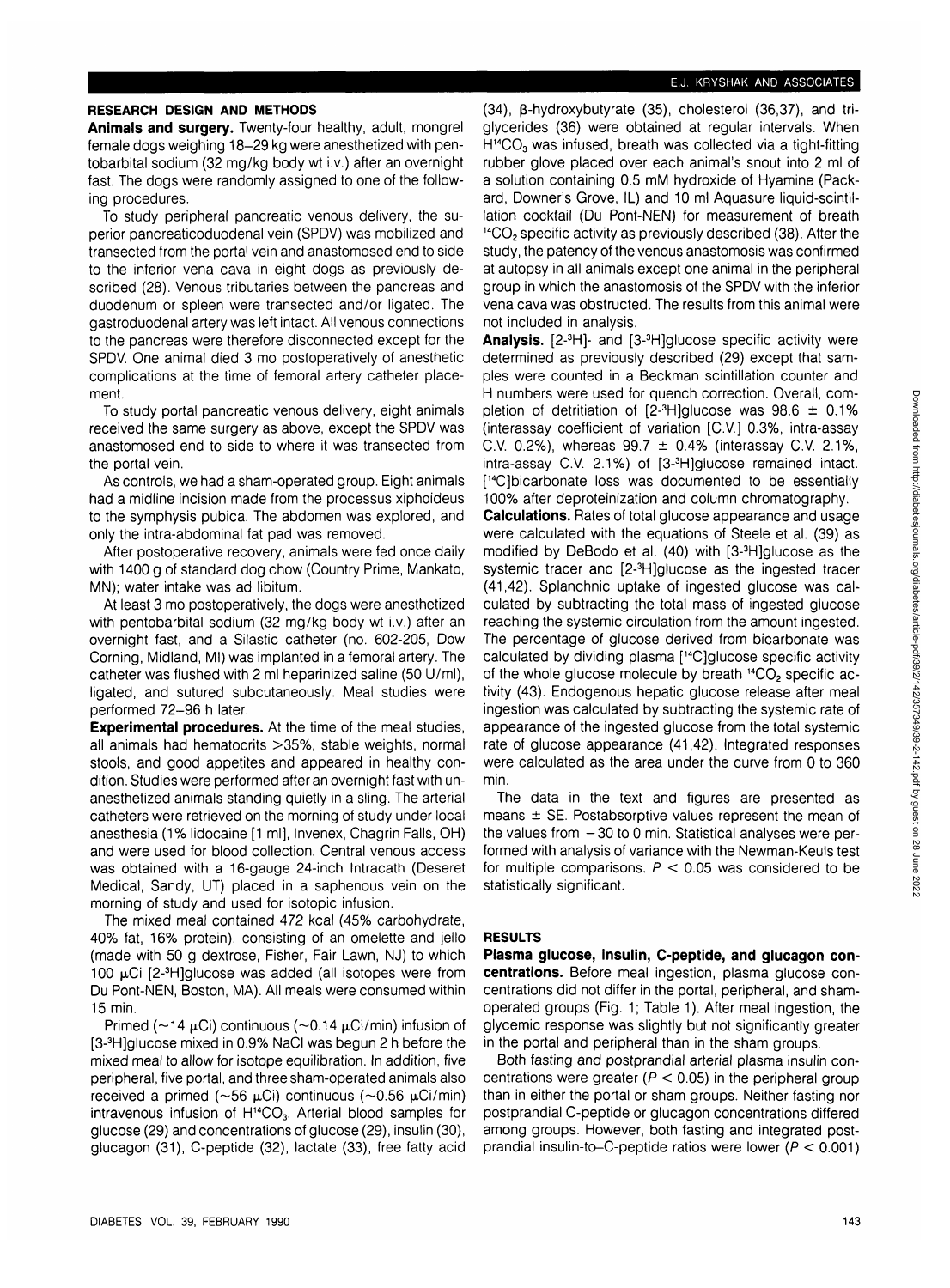## RESEARCH DESIGN AND METHODS

**Animals and surgery.** Twenty-four healthy, adult, mongrel female dogs weighing 18–29 kg were anesthetized with pentobarbital sodium (32 mg/kg body wt i.v.) after an overnight fast. The dogs were randomly assigned to one of the following procedures.

To study peripheral pancreatic venous delivery, the superior pancreaticoduodenal vein (SPDV) was mobilized and transected from the portal vein and anastomosed end to side to the inferior vena cava in eight dogs as previously described (28). Venous tributaries between the pancreas and duodenum or spleen were transected and/or ligated. The gastroduodenal artery was left intact. All venous connections to the pancreas were therefore disconnected except for the SPDV. One animal died 3 mo postoperatively of anesthetic complications at the time of femoral artery catheter placement.

To study portal pancreatic venous delivery, eight animals received the same surgery as above, except the SPDV was anastomosed end to side to where it was transected from the portal vein.

As controls, we had a sham-operated group. Eight animals had a midline incision made from the processus xiphoideus to the symphysis pubica. The abdomen was explored, and only the intra-abdominal fat pad was removed.

After postoperative recovery, animals were fed once daily with 1400 g of standard dog chow (Country Prime, Mankato, MN); water intake was ad libitum.

At least 3 mo postoperatively, the dogs were anesthetized with pentobarbital sodium (32 mg/kg body wt i.v.) after an overnight fast, and a Silastic catheter (no. 602-205, Dow Corning, Midland, MI) was implanted in a femoral artery. The catheter was flushed with 2 ml heparinized saline (50 U/ml), ligated, and sutured subcutaneously. Meal studies were performed 72–96 h later.

**Experimental procedures.** At the time of the meal studies, all animals had hematocrits >35%, stable weights, normal stools, and good appetites and appeared in healthy condition. Studies were performed after an overnight fast with unanesthetized animals standing quietly in a sling. The arterial catheters were retrieved on the morning of study under local anesthesia (1% lidocaine [1 ml], Invenex, Chagrin Falls, OH) and were used for blood collection. Central venous access was obtained with a 16-gauge 24-inch Intracath (Deseret Medical, Sandy, UT) placed in a saphenous vein on the morning of study and used for isotopic infusion.

The mixed meal contained 472 kcal (45% carbohydrate, 40% fat, 16% protein), consisting of an omelette and jello (made with 50 g dextrose, Fisher, Fair Lawn, NJ) to which 100 μCi [2-$^3$H]glucose was added (all isotopes were from Du Pont-NEN, Boston, MA). All meals were consumed within 15 min.

Primed (~14 μCi) continuous (~0.14 μCi/min) infusion of [3-$^3$H]glucose mixed in 0.9% NaCl was begun 2 h before the mixed meal to allow for isotope equilibration. In addition, five peripheral, five portal, and three sham-operated animals also received a primed (~56 μCi) continuous (~0.56 μCi/min) intravenous infusion of $H^{14}CO_3$. Arterial blood samples for glucose (29) and concentrations of glucose (29), insulin (30), glucagon (31), C-peptide (32), lactate (33), free fatty acid (34), β-hydroxybutyrate (35), cholesterol (36,37), and triglycerides (36) were obtained at regular intervals. When $H^{14}CO_3$ was infused, breath was collected via a tight-fitting rubber glove placed over each animal's snout into 2 ml of a solution containing 0.5 mM hydroxide of Hyamine (Packard, Downer's Grove, IL) and 10 ml Aquasure liquid-scintillation cocktail (Du Pont-NEN) for measurement of breath $^{14}CO_2$ specific activity as previously described (38). After the study, the patency of the venous anastomosis was confirmed at autopsy in all animals except one animal in the peripheral group in which the anastomosis of the SPDV with the inferior vena cava was obstructed. The results from this animal were not included in analysis.

**Analysis.** [2-$^3$H]- and [3-$^3$H]glucose specific activity were determined as previously described (29) except that samples were counted in a Beckman scintillation counter and H numbers were used for quench correction. Overall, completion of detritiation of [2-$^3$H]glucose was 98.6 ± 0.1% (interassay coefficient of variation [C.V.] 0.3%, intra-assay C.V. 0.2%), whereas 99.7 ± 0.4% (interassay C.V. 2.1%, intra-assay C.V. 2.1%) of [3-$^3$H]glucose remained intact. [$^{14}$C]bicarbonate loss was documented to be essentially 100% after deproteinization and column chromatography.

**Calculations.** Rates of total glucose appearance and usage were calculated with the equations of Steele et al. (39) as modified by DeBodo et al. (40) with [3-$^3$H]glucose as the systemic tracer and [2-$^3$H]glucose as the ingested tracer (41,42). Splanchnic uptake of ingested glucose was calculated by subtracting the total mass of ingested glucose reaching the systemic circulation from the amount ingested. The percentage of glucose derived from bicarbonate was calculated by dividing plasma [$^{14}$C]glucose specific activity of the whole glucose molecule by breath $^{14}CO_2$ specific activity (43). Endogenous hepatic glucose release after meal ingestion was calculated by subtracting the systemic rate of appearance of the ingested glucose from the total systemic rate of glucose appearance (41,42). Integrated responses were calculated as the area under the curve from 0 to 360 min.

The data in the text and figures are presented as means ± SE. Postabsorptive values represent the mean of the values from −30 to 0 min. Statistical analyses were performed with analysis of variance with the Newman-Keuls test for multiple comparisons. $P < 0.05$ was considered to be statistically significant.

## RESULTS

**Plasma glucose, insulin, C-peptide, and glucagon concentrations.** Before meal ingestion, plasma glucose concentrations did not differ in the portal, peripheral, and sham-operated groups (Fig. 1; Table 1). After meal ingestion, the glycemic response was slightly but not significantly greater in the portal and peripheral than in the sham groups.

Both fasting and postprandial arterial plasma insulin concentrations were greater ($P < 0.05$) in the peripheral group than in either the portal or sham groups. Neither fasting nor postprandial C-peptide or glucagon concentrations differed among groups. However, both fasting and integrated postprandial insulin-to–C-peptide ratios were lower ($P < 0.001$)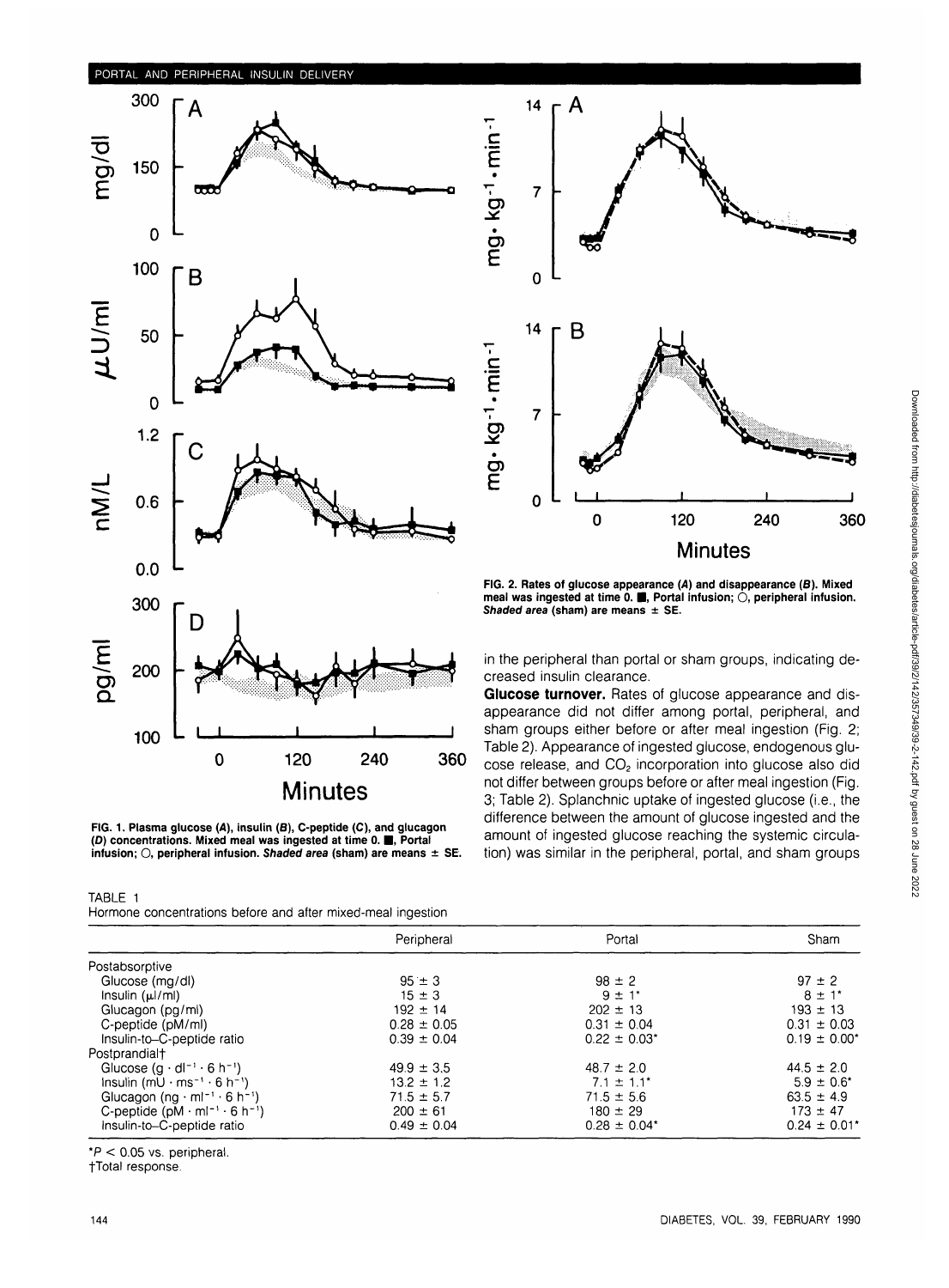FIG. 1. Plasma glucose (A), insulin (B), C-peptide (C), and glucagon (D) concentrations. Mixed meal was ingested at time 0. ■, Portal infusion; ○, peripheral infusion. *Shaded area* (sham) are means ± SE.

FIG. 2. Rates of glucose appearance (A) and disappearance (B). Mixed meal was ingested at time 0. ■, Portal infusion; ○, peripheral infusion. *Shaded area* (sham) are means ± SE.

in the peripheral than portal or sham groups, indicating decreased insulin clearance.

**Glucose turnover.** Rates of glucose appearance and disappearance did not differ among portal, peripheral, and sham groups either before or after meal ingestion (Fig. 2; Table 2). Appearance of ingested glucose, endogenous glucose release, and $CO_2$ incorporation into glucose also did not differ between groups before or after meal ingestion (Fig. 3; Table 2). Splanchnic uptake of ingested glucose (i.e., the difference between the amount of glucose ingested and the amount of ingested glucose reaching the systemic circulation) was similar in the peripheral, portal, and sham groups

TABLE 1
Hormone concentrations before and after mixed-meal ingestion

| | Peripheral | Portal | Sham |
|---|---|---|---|
| Postabsorptive | | | |
| Glucose (mg/dl) | 95 ± 3 | 98 ± 2 | 97 ± 2 |
| Insulin (μl/ml) | 15 ± 3 | 9 ± 1* | 8 ± 1* |
| Glucagon (pg/ml) | 192 ± 14 | 202 ± 13 | 193 ± 13 |
| C-peptide (pM/ml) | 0.28 ± 0.05 | 0.31 ± 0.04 | 0.31 ± 0.03 |
| Insulin-to-C-peptide ratio | 0.39 ± 0.04 | 0.22 ± 0.03* | 0.19 ± 0.00* |
| Postprandial† | | | |
| Glucose ($g \cdot dl^{-1} \cdot 6\ h^{-1}$) | 49.9 ± 3.5 | 48.7 ± 2.0 | 44.5 ± 2.0 |
| Insulin ($mU \cdot ms^{-1} \cdot 6\ h^{-1}$) | 13.2 ± 1.2 | 7.1 ± 1.1* | 5.9 ± 0.6* |
| Glucagon ($ng \cdot ml^{-1} \cdot 6\ h^{-1}$) | 71.5 ± 5.7 | 71.5 ± 5.6 | 63.5 ± 4.9 |
| C-peptide ($pM \cdot ml^{-1} \cdot 6\ h^{-1}$) | 200 ± 61 | 180 ± 29 | 173 ± 47 |
| Insulin-to-C-peptide ratio | 0.49 ± 0.04 | 0.28 ± 0.04* | 0.24 ± 0.01* |

*$P < 0.05$ vs. peripheral.
†Total response.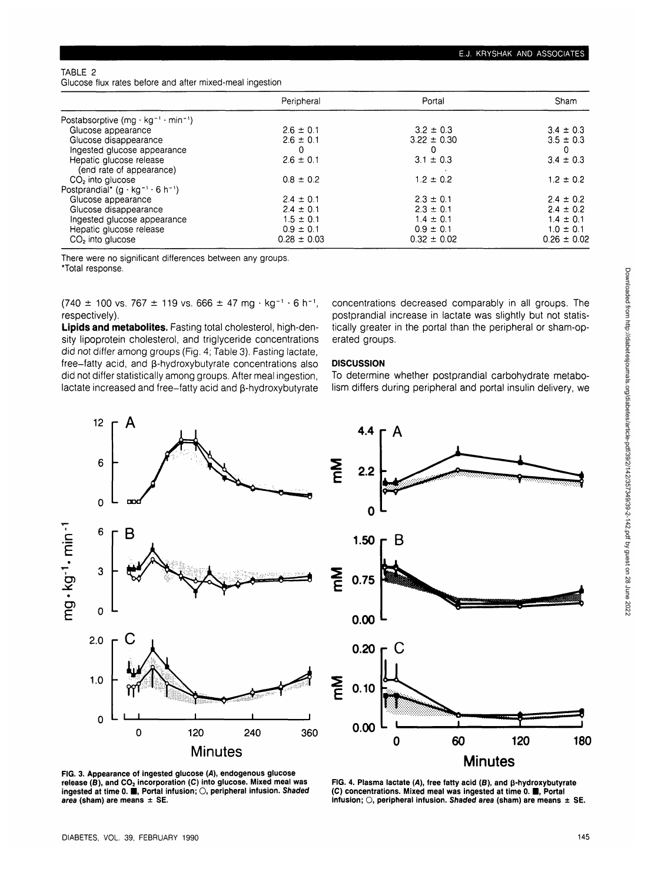TABLE 2
Glucose flux rates before and after mixed-meal ingestion

| | Peripheral | Portal | Sham |
|---|---|---|---|
| Postabsorptive ($mg \cdot kg^{-1} \cdot min^{-1}$) | | | |
| Glucose appearance | 2.6 ± 0.1 | 3.2 ± 0.3 | 3.4 ± 0.3 |
| Glucose disappearance | 2.6 ± 0.1 | 3.22 ± 0.30 | 3.5 ± 0.3 |
| Ingested glucose appearance | 0 | 0 | 0 |
| Hepatic glucose release (end rate of appearance) | 2.6 ± 0.1 | 3.1 ± 0.3 | 3.4 ± 0.3 |
| $CO_2$ into glucose | 0.8 ± 0.2 | 1.2 ± 0.2 | 1.2 ± 0.2 |
| Postprandial* ($g \cdot kg^{-1} \cdot 6\ h^{-1}$) | | | |
| Glucose appearance | 2.4 ± 0.1 | 2.3 ± 0.1 | 2.4 ± 0.2 |
| Glucose disappearance | 2.4 ± 0.1 | 2.3 ± 0.1 | 2.4 ± 0.2 |
| Ingested glucose appearance | 1.5 ± 0.1 | 1.4 ± 0.1 | 1.4 ± 0.1 |
| Hepatic glucose release | 0.9 ± 0.1 | 0.9 ± 0.1 | 1.0 ± 0.1 |
| $CO_2$ into glucose | 0.28 ± 0.03 | 0.32 ± 0.02 | 0.26 ± 0.02 |

There were no significant differences between any groups.
*Total response.

(740 ± 100 vs. 767 ± 119 vs. 666 ± 47 $mg \cdot kg^{-1} \cdot 6\ h^{-1}$, respectively).

**Lipids and metabolites.** Fasting total cholesterol, high-density lipoprotein cholesterol, and triglyceride concentrations did not differ among groups (Fig. 4; Table 3). Fasting lactate, free-fatty acid, and β-hydroxybutyrate concentrations also did not differ statistically among groups. After meal ingestion, lactate increased and free-fatty acid and β-hydroxybutyrate concentrations decreased comparably in all groups. The postprandial increase in lactate was slightly but not statistically greater in the portal than the peripheral or sham-operated groups.

## DISCUSSION

To determine whether postprandial carbohydrate metabolism differs during peripheral and portal insulin delivery, we

**FIG. 3. Appearance of ingested glucose (*A*), endogenous glucose release (*B*), and $CO_2$ incorporation (*C*) into glucose. Mixed meal was ingested at time 0. ■, Portal infusion; ○, peripheral infusion. *Shaded area* (sham) are means ± SE.**

**FIG. 4. Plasma lactate (*A*), free fatty acid (*B*), and β-hydroxybutyrate (*C*) concentrations. Mixed meal was ingested at time 0. ■, Portal infusion; ○, peripheral infusion. *Shaded area* (sham) are means ± SE.**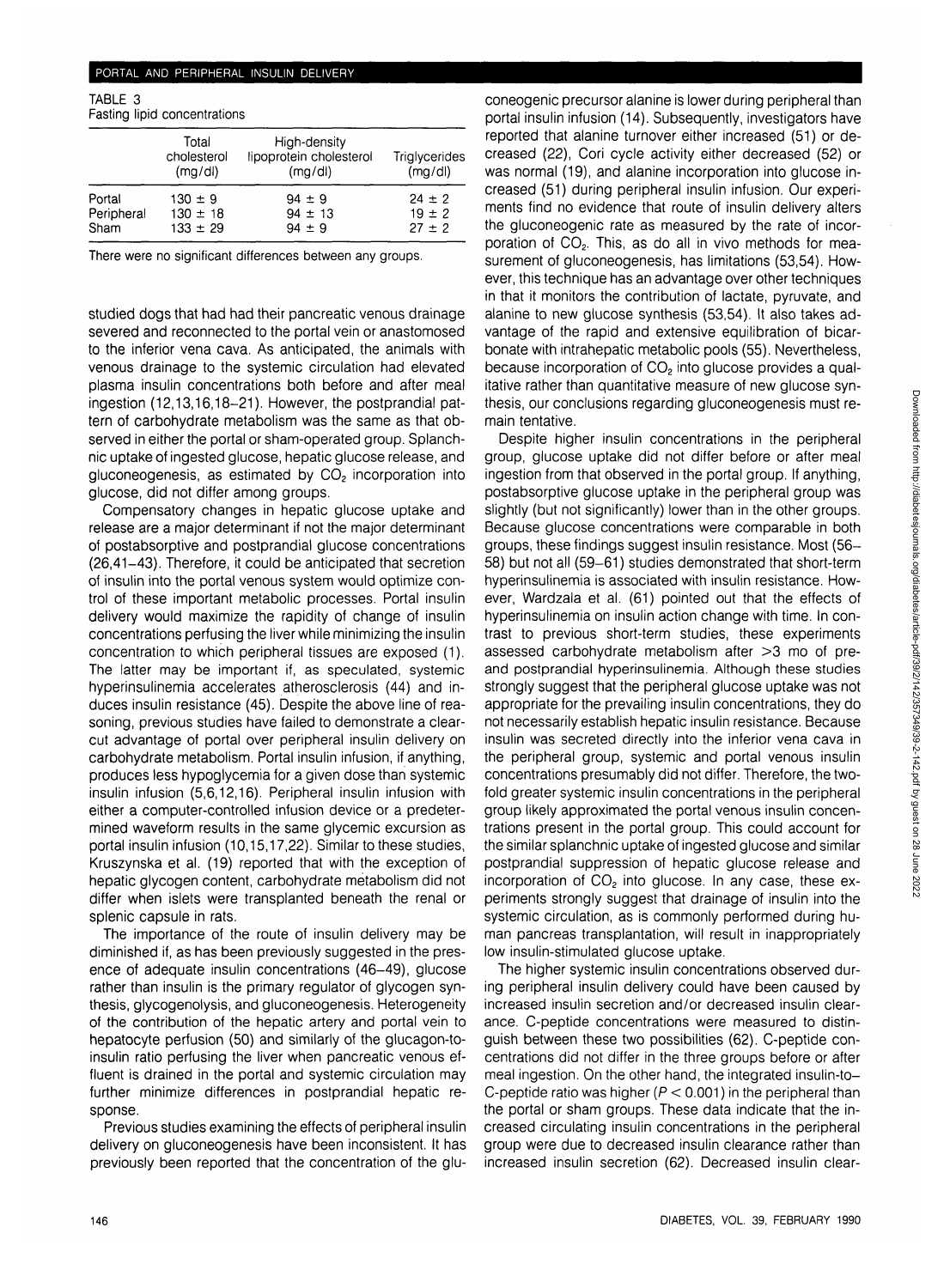TABLE 3
Fasting lipid concentrations

| | Total cholesterol (mg/dl) | High-density lipoprotein cholesterol (mg/dl) | Triglycerides (mg/dl) |
|---|---|---|---|
| Portal | 130 ± 9 | 94 ± 9 | 24 ± 2 |
| Peripheral | 130 ± 18 | 94 ± 13 | 19 ± 2 |
| Sham | 133 ± 29 | 94 ± 9 | 27 ± 2 |

There were no significant differences between any groups.

studied dogs that had had their pancreatic venous drainage severed and reconnected to the portal vein or anastomosed to the inferior vena cava. As anticipated, the animals with venous drainage to the systemic circulation had elevated plasma insulin concentrations both before and after meal ingestion (12,13,16,18–21). However, the postprandial pattern of carbohydrate metabolism was the same as that observed in either the portal or sham-operated group. Splanchnic uptake of ingested glucose, hepatic glucose release, and gluconeogenesis, as estimated by $CO_2$ incorporation into glucose, did not differ among groups.

Compensatory changes in hepatic glucose uptake and release are a major determinant if not the major determinant of postabsorptive and postprandial glucose concentrations (26,41–43). Therefore, it could be anticipated that secretion of insulin into the portal venous system would optimize control of these important metabolic processes. Portal insulin delivery would maximize the rapidity of change of insulin concentrations perfusing the liver while minimizing the insulin concentration to which peripheral tissues are exposed (1). The latter may be important if, as speculated, systemic hyperinsulinemia accelerates atherosclerosis (44) and induces insulin resistance (45). Despite the above line of reasoning, previous studies have failed to demonstrate a clear-cut advantage of portal over peripheral insulin delivery on carbohydrate metabolism. Portal insulin infusion, if anything, produces less hypoglycemia for a given dose than systemic insulin infusion (5,6,12,16). Peripheral insulin infusion with either a computer-controlled infusion device or a predetermined waveform results in the same glycemic excursion as portal insulin infusion (10,15,17,22). Similar to these studies, Kruszynska et al. (19) reported that with the exception of hepatic glycogen content, carbohydrate metabolism did not differ when islets were transplanted beneath the renal or splenic capsule in rats.

The importance of the route of insulin delivery may be diminished if, as has been previously suggested in the presence of adequate insulin concentrations (46–49), glucose rather than insulin is the primary regulator of glycogen synthesis, glycogenolysis, and gluconeogenesis. Heterogeneity of the contribution of the hepatic artery and portal vein to hepatocyte perfusion (50) and similarly of the glucagon-to-insulin ratio perfusing the liver when pancreatic venous effluent is drained in the portal and systemic circulation may further minimize differences in postprandial hepatic response.

Previous studies examining the effects of peripheral insulin delivery on gluconeogenesis have been inconsistent. It has previously been reported that the concentration of the gluconeogenic precursor alanine is lower during peripheral than portal insulin infusion (14). Subsequently, investigators have reported that alanine turnover either increased (51) or decreased (22), Cori cycle activity either decreased (52) or was normal (19), and alanine incorporation into glucose increased (51) during peripheral insulin infusion. Our experiments find no evidence that route of insulin delivery alters the gluconeogenic rate as measured by the rate of incorporation of $CO_2$. This, as do all in vivo methods for measurement of gluconeogenesis, has limitations (53,54). However, this technique has an advantage over other techniques in that it monitors the contribution of lactate, pyruvate, and alanine to new glucose synthesis (53,54). It also takes advantage of the rapid and extensive equilibration of bicarbonate with intrahepatic metabolic pools (55). Nevertheless, because incorporation of $CO_2$ into glucose provides a qualitative rather than quantitative measure of new glucose synthesis, our conclusions regarding gluconeogenesis must remain tentative.

Despite higher insulin concentrations in the peripheral group, glucose uptake did not differ before or after meal ingestion from that observed in the portal group. If anything, postabsorptive glucose uptake in the peripheral group was slightly (but not significantly) lower than in the other groups. Because glucose concentrations were comparable in both groups, these findings suggest insulin resistance. Most (56–58) but not all (59–61) studies demonstrated that short-term hyperinsulinemia is associated with insulin resistance. However, Wardzala et al. (61) pointed out that the effects of hyperinsulinemia on insulin action change with time. In contrast to previous short-term studies, these experiments assessed carbohydrate metabolism after >3 mo of pre- and postprandial hyperinsulinemia. Although these studies strongly suggest that the peripheral glucose uptake was not appropriate for the prevailing insulin concentrations, they do not necessarily establish hepatic insulin resistance. Because insulin was secreted directly into the inferior vena cava in the peripheral group, systemic and portal venous insulin concentrations presumably did not differ. Therefore, the twofold greater systemic insulin concentrations in the peripheral group likely approximated the portal venous insulin concentrations present in the portal group. This could account for the similar splanchnic uptake of ingested glucose and similar postprandial suppression of hepatic glucose release and incorporation of $CO_2$ into glucose. In any case, these experiments strongly suggest that drainage of insulin into the systemic circulation, as is commonly performed during human pancreas transplantation, will result in inappropriately low insulin-stimulated glucose uptake.

The higher systemic insulin concentrations observed during peripheral insulin delivery could have been caused by increased insulin secretion and/or decreased insulin clearance. C-peptide concentrations were measured to distinguish between these two possibilities (62). C-peptide concentrations did not differ in the three groups before or after meal ingestion. On the other hand, the integrated insulin-to–C-peptide ratio was higher ($P < 0.001$) in the peripheral than the portal or sham groups. These data indicate that the increased circulating insulin concentrations in the peripheral group were due to decreased insulin clearance rather than increased insulin secretion (62). Decreased insulin clear-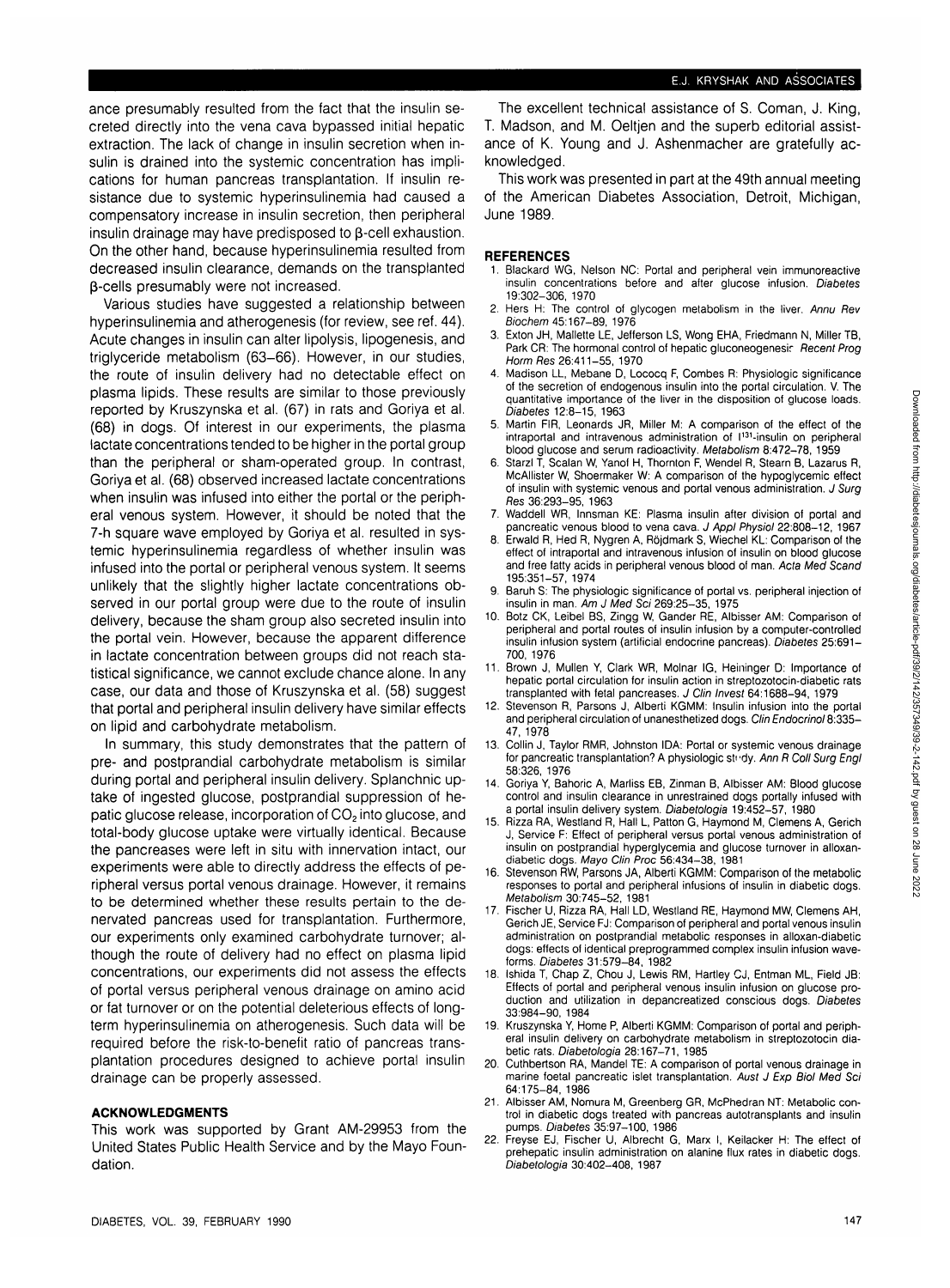ance presumably resulted from the fact that the insulin secreted directly into the vena cava bypassed initial hepatic extraction. The lack of change in insulin secretion when insulin is drained into the systemic concentration has implications for human pancreas transplantation. If insulin resistance due to systemic hyperinsulinemia had caused a compensatory increase in insulin secretion, then peripheral insulin drainage may have predisposed to β-cell exhaustion. On the other hand, because hyperinsulinemia resulted from decreased insulin clearance, demands on the transplanted β-cells presumably were not increased.

Various studies have suggested a relationship between hyperinsulinemia and atherogenesis (for review, see ref. 44). Acute changes in insulin can alter lipolysis, lipogenesis, and triglyceride metabolism (63–66). However, in our studies, the route of insulin delivery had no detectable effect on plasma lipids. These results are similar to those previously reported by Kruszynska et al. (67) in rats and Goriya et al. (68) in dogs. Of interest in our experiments, the plasma lactate concentrations tended to be higher in the portal group than the peripheral or sham-operated group. In contrast, Goriya et al. (68) observed increased lactate concentrations when insulin was infused into either the portal or the peripheral venous system. However, it should be noted that the 7-h square wave employed by Goriya et al. resulted in systemic hyperinsulinemia regardless of whether insulin was infused into the portal or peripheral venous system. It seems unlikely that the slightly higher lactate concentrations observed in our portal group were due to the route of insulin delivery, because the sham group also secreted insulin into the portal vein. However, because the apparent difference in lactate concentration between groups did not reach statistical significance, we cannot exclude chance alone. In any case, our data and those of Kruszynska et al. (58) suggest that portal and peripheral insulin delivery have similar effects on lipid and carbohydrate metabolism.

In summary, this study demonstrates that the pattern of pre- and postprandial carbohydrate metabolism is similar during portal and peripheral insulin delivery. Splanchnic uptake of ingested glucose, postprandial suppression of hepatic glucose release, incorporation of $CO_2$ into glucose, and total-body glucose uptake were virtually identical. Because the pancreases were left in situ with innervation intact, our experiments were able to directly address the effects of peripheral versus portal venous drainage. However, it remains to be determined whether these results pertain to the denervated pancreas used for transplantation. Furthermore, our experiments only examined carbohydrate turnover; although the route of delivery had no effect on plasma lipid concentrations, our experiments did not assess the effects of portal versus peripheral venous drainage on amino acid or fat turnover or on the potential deleterious effects of long-term hyperinsulinemia on atherogenesis. Such data will be required before the risk-to-benefit ratio of pancreas transplantation procedures designed to achieve portal insulin drainage can be properly assessed.

## ACKNOWLEDGMENTS

This work was supported by Grant AM-29953 from the United States Public Health Service and by the Mayo Foundation.

The excellent technical assistance of S. Coman, J. King, T. Madson, and M. Oeltjen and the superb editorial assistance of K. Young and J. Ashenmacher are gratefully acknowledged.

This work was presented in part at the 49th annual meeting of the American Diabetes Association, Detroit, Michigan, June 1989.

## REFERENCES

1. Blackard WG, Nelson NC: Portal and peripheral vein immunoreactive insulin concentrations before and after glucose infusion. *Diabetes* 19:302–306, 1970
2. Hers H: The control of glycogen metabolism in the liver. *Annu Rev Biochem* 45:167–89, 1976
3. Exton JH, Mallette LE, Jefferson LS, Wong EHA, Friedmann N, Miller TB, Park CR: The hormonal control of hepatic gluconeogenesis. *Recent Prog Horm Res* 26:411–55, 1970
4. Madison LL, Mebane D, Lococq F, Combes R: Physiologic significance of the secretion of endogenous insulin into the portal circulation. V. The quantitative importance of the liver in the disposition of glucose loads. *Diabetes* 12:8–15, 1963
5. Martin FIR, Leonards JR, Miller M: A comparison of the effect of the intraportal and intravenous administration of $I^{131}$-insulin on peripheral blood glucose and serum radioactivity. *Metabolism* 8:472–78, 1959
6. Starzl T, Scalan W, Yanof H, Thornton F, Wendel R, Stearn B, Lazarus R, McAllister W, Shoermaker W: A comparison of the hypoglycemic effect of insulin with systemic venous and portal venous administration. *J Surg Res* 36:293–95, 1963
7. Waddell WR, Innsman KE: Plasma insulin after division of portal and pancreatic venous blood to vena cava. *J Appl Physiol* 22:808–12, 1967
8. Erwald R, Hed R, Nygren A, Röjdmark S, Wiechel KL: Comparison of the effect of intraportal and intravenous infusion of insulin on blood glucose and free fatty acids in peripheral venous blood of man. *Acta Med Scand* 195:351–57, 1974
9. Baruh S: The physiologic significance of portal vs. peripheral injection of insulin in man. *Am J Med Sci* 269:25–35, 1975
10. Botz CK, Leibel BS, Zingg W, Gander RE, Albisser AM: Comparison of peripheral and portal routes of insulin infusion by a computer-controlled insulin infusion system (artificial endocrine pancreas). *Diabetes* 25:691–700, 1976
11. Brown J, Mullen Y, Clark WR, Molnar IG, Heininger D: Importance of hepatic portal circulation for insulin action in streptozotocin-diabetic rats transplanted with fetal pancreases. *J Clin Invest* 64:1688–94, 1979
12. Stevenson R, Parsons J, Alberti KGMM: Insulin infusion into the portal and peripheral circulation of unanesthetized dogs. *Clin Endocrinol* 8:335–47, 1978
13. Collin J, Taylor RMR, Johnston IDA: Portal or systemic venous drainage for pancreatic transplantation? A physiologic study. *Ann R Coll Surg Engl* 58:326, 1976
14. Goriya Y, Bahoric A, Marliss EB, Zinman B, Albisser AM: Blood glucose control and insulin clearance in unrestrained dogs portally infused with a portal insulin delivery system. *Diabetologia* 19:452–57, 1980
15. Rizza RA, Westland R, Hall L, Patton G, Haymond M, Clemens A, Gerich J, Service F: Effect of peripheral versus portal venous administration of insulin on postprandial hyperglycemia and glucose turnover in alloxan-diabetic dogs. *Mayo Clin Proc* 56:434–38, 1981
16. Stevenson RW, Parsons JA, Alberti KGMM: Comparison of the metabolic responses to portal and peripheral infusions of insulin in diabetic dogs. *Metabolism* 30:745–52, 1981
17. Fischer U, Rizza RA, Hall LD, Westland RE, Haymond MW, Clemens AH, Gerich JE, Service FJ: Comparison of peripheral and portal venous insulin administration on postprandial metabolic responses in alloxan-diabetic dogs: effects of identical preprogrammed complex insulin infusion waveforms. *Diabetes* 31:579–84, 1982
18. Ishida T, Chap Z, Chou J, Lewis RM, Hartley CJ, Entman ML, Field JB: Effects of portal and peripheral venous insulin infusion on glucose production and utilization in depancreatized conscious dogs. *Diabetes* 33:984–90, 1984
19. Kruszynska Y, Home P, Alberti KGMM: Comparison of portal and peripheral insulin delivery on carbohydrate metabolism in streptozotocin diabetic rats. *Diabetologia* 28:167–71, 1985
20. Cuthbertson RA, Mandel TE: A comparison of portal venous drainage in marine foetal pancreatic islet transplantation. *Aust J Exp Biol Med Sci* 64:175–84, 1986
21. Albisser AM, Nomura M, Greenberg GR, McPhedran NT: Metabolic control in diabetic dogs treated with pancreas autotransplants and insulin pumps. *Diabetes* 35:97–100, 1986
22. Freyse EJ, Fischer U, Albrecht G, Marx I, Keilacker H: The effect of prehepatic insulin administration on alanine flux rates in diabetic dogs. *Diabetologia* 30:402–408, 1987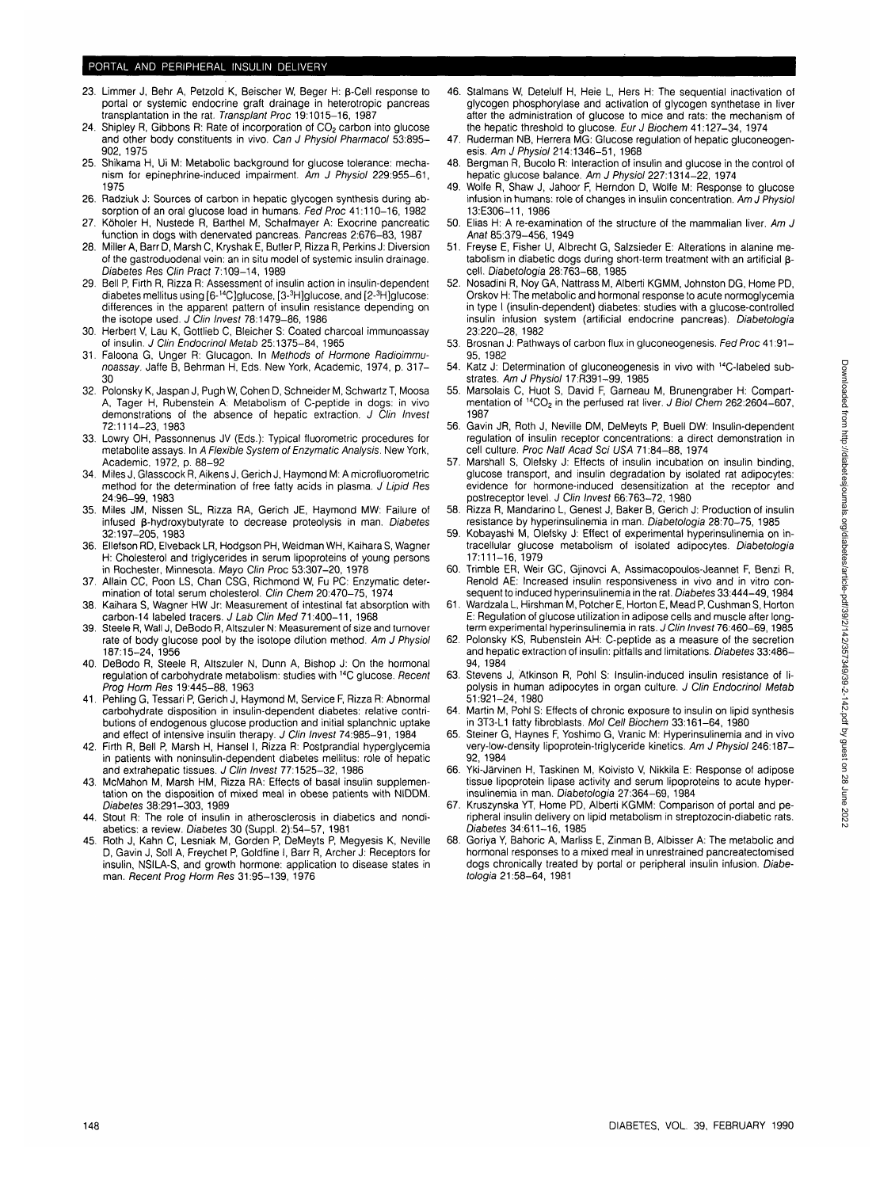23. Limmer J, Behr A, Petzold K, Beischer W, Beger H: β-Cell response to portal or systemic endocrine graft drainage in heterotropic pancreas transplantation in the rat. *Transplant Proc* 19:1015–16, 1987
24. Shipley R, Gibbons R: Rate of incorporation of $CO_2$ carbon into glucose and other body constituents in vivo. *Can J Physiol Pharmacol* 53:895–902, 1975
25. Shikama H, Ui M: Metabolic background for glucose tolerance: mechanism for epinephrine-induced impairment. *Am J Physiol* 229:955–61, 1975
26. Radziuk J: Sources of carbon in hepatic glycogen synthesis during absorption of an oral glucose load in humans. *Fed Proc* 41:110–16, 1982
27. Köholer H, Nustede R, Barthel M, Schafmayer A: Exocrine pancreatic function in dogs with denervated pancreas. *Pancreas* 2:676–83, 1987
28. Miller A, Barr D, Marsh C, Kryshak E, Butler P, Rizza R, Perkins J: Diversion of the gastroduodenal vein: an in situ model of systemic insulin drainage. *Diabetes Res Clin Pract* 7:109–14, 1989
29. Bell P, Firth R, Rizza R: Assessment of insulin action in insulin-dependent diabetes mellitus using [6-$^{14}$C]glucose, [3-$^{3}$H]glucose, and [2-$^{3}$H]glucose: differences in the apparent pattern of insulin resistance depending on the isotope used. *J Clin Invest* 78:1479–86, 1986
30. Herbert V, Lau K, Gottlieb C, Bleicher S: Coated charcoal immunoassay of insulin. *J Clin Endocrinol Metab* 25:1375–84, 1965
31. Faloona G, Unger R: Glucagon. In *Methods of Hormone Radioimmunoassay*. Jaffe B, Behrman H, Eds. New York, Academic, 1974, p. 317–30
32. Polonsky K, Jaspan J, Pugh W, Cohen D, Schneider M, Schwartz T, Moosa A, Tager H, Rubenstein A: Metabolism of C-peptide in dogs: in vivo demonstrations of the absence of hepatic extraction. *J Clin Invest* 72:1114–23, 1983
33. Lowry OH, Passonnenus JV (Eds.): Typical fluorometric procedures for metabolite assays. In *A Flexible System of Enzymatic Analysis*. New York, Academic, 1972, p. 88–92
34. Miles J, Glasscock R, Aikens J, Gerich J, Haymond M: A microfluorometric method for the determination of free fatty acids in plasma. *J Lipid Res* 24:96–99, 1983
35. Miles JM, Nissen SL, Rizza RA, Gerich JE, Haymond MW: Failure of infused β-hydroxybutyrate to decrease proteolysis in man. *Diabetes* 32:197–205, 1983
36. Ellefson RD, Elveback LR, Hodgson PH, Weidman WH, Kaihara S, Wagner H: Cholesterol and triglycerides in serum lipoproteins of young persons in Rochester, Minnesota. *Mayo Clin Proc* 53:307–20, 1978
37. Allain CC, Poon LS, Chan CSG, Richmond W, Fu PC: Enzymatic determination of total serum cholesterol. *Clin Chem* 20:470–75, 1974
38. Kaihara S, Wagner HW Jr: Measurement of intestinal fat absorption with carbon-14 labeled tracers. *J Lab Clin Med* 71:400–11, 1968
39. Steele R, Wall J, DeBodo R, Altszuler N: Measurement of size and turnover rate of body glucose pool by the isotope dilution method. *Am J Physiol* 187:15–24, 1956
40. DeBodo R, Steele R, Altszuler N, Dunn A, Bishop J: On the hormonal regulation of carbohydrate metabolism: studies with $^{14}$C glucose. *Recent Prog Horm Res* 19:445–88, 1963
41. Pehling G, Tessari P, Gerich J, Haymond M, Service F, Rizza R: Abnormal carbohydrate disposition in insulin-dependent diabetes: relative contributions of endogenous glucose production and initial splanchnic uptake and effect of intensive insulin therapy. *J Clin Invest* 74:985–91, 1984
42. Firth R, Bell P, Marsh H, Hansel I, Rizza R: Postprandial hyperglycemia in patients with noninsulin-dependent diabetes mellitus: role of hepatic and extrahepatic tissues. *J Clin Invest* 77:1525–32, 1986
43. McMahon M, Marsh HM, Rizza RA: Effects of basal insulin supplementation on the disposition of mixed meal in obese patients with NIDDM. *Diabetes* 38:291–303, 1989
44. Stout R: The role of insulin in atherosclerosis in diabetics and nondiabetics: a review. *Diabetes* 30 (Suppl. 2):54–57, 1981
45. Roth J, Kahn C, Lesniak M, Gorden P, DeMeyts P, Megyesis K, Neville D, Gavin J, Soll A, Freychet P, Goldfine I, Barr R, Archer J: Receptors for insulin, NSILA-S, and growth hormone: application to disease states in man. *Recent Prog Horm Res* 31:95–139, 1976
46. Stalmans W, Detelulf H, Heie L, Hers H: The sequential inactivation of glycogen phosphorylase and activation of glycogen synthetase in liver after the administration of glucose to mice and rats: the mechanism of the hepatic threshold to glucose. *Eur J Biochem* 41:127–34, 1974
47. Ruderman NB, Herrera MG: Glucose regulation of hepatic gluconeogenesis. *Am J Physiol* 214:1346–51, 1968
48. Bergman R, Bucolo R: Interaction of insulin and glucose in the control of hepatic glucose balance. *Am J Physiol* 227:1314–22, 1974
49. Wolfe R, Shaw J, Jahoor F, Herndon D, Wolfe M: Response to glucose infusion in humans: role of changes in insulin concentration. *Am J Physiol* 13:E306–11, 1986
50. Elias H: A re-examination of the structure of the mammalian liver. *Am J Anat* 85:379–456, 1949
51. Freyse E, Fisher U, Albrecht G, Salzsieder E: Alterations in alanine metabolism in diabetic dogs during short-term treatment with an artificial β-cell. *Diabetologia* 28:763–68, 1985
52. Nosadini R, Noy GA, Nattrass M, Alberti KGMM, Johnston DG, Home PD, Orskov H: The metabolic and hormonal response to acute normoglycemia in type I (insulin-dependent) diabetes: studies with a glucose-controlled insulin infusion system (artificial endocrine pancreas). *Diabetologia* 23:220–28, 1982
53. Brosnan J: Pathways of carbon flux in gluconeogenesis. *Fed Proc* 41:91–95, 1982
54. Katz J: Determination of gluconeogenesis in vivo with $^{14}$C-labeled substrates. *Am J Physiol* 17:R391–99, 1985
55. Marsolais C, Huot S, David F, Garneau M, Brunengraber H: Compartmentation of $^{14}CO_2$ in the perfused rat liver. *J Biol Chem* 262:2604–607, 1987
56. Gavin JR, Roth J, Neville DM, DeMeyts P, Buell DW: Insulin-dependent regulation of insulin receptor concentrations: a direct demonstration in cell culture. *Proc Natl Acad Sci USA* 71:84–88, 1974
57. Marshall S, Olefsky J: Effects of insulin incubation on insulin binding, glucose transport, and insulin degradation by isolated rat adipocytes: evidence for hormone-induced desensitization at the receptor and postreceptor level. *J Clin Invest* 66:763–72, 1980
58. Rizza R, Mandarino L, Genest J, Baker B, Gerich J: Production of insulin resistance by hyperinsulinemia in man. *Diabetologia* 28:70–75, 1985
59. Kobayashi M, Olefsky J: Effect of experimental hyperinsulinemia on intracellular glucose metabolism of isolated adipocytes. *Diabetologia* 17:111–16, 1979
60. Trimble ER, Weir GC, Gjinovci A, Assimacopoulos-Jeannet F, Benzi R, Renold AE: Increased insulin responsiveness in vivo and in vitro consequent to induced hyperinsulinemia in the rat. *Diabetes* 33:444–49, 1984
61. Wardzala L, Hirshman M, Potcher E, Horton E, Mead P, Cushman S, Horton E: Regulation of glucose utilization in adipose cells and muscle after long-term experimental hyperinsulinemia in rats. *J Clin Invest* 76:460–69, 1985
62. Polonsky KS, Rubenstein AH: C-peptide as a measure of the secretion and hepatic extraction of insulin: pitfalls and limitations. *Diabetes* 33:486–94, 1984
63. Stevens J, Atkinson R, Pohl S: Insulin-induced insulin resistance of lipolysis in human adipocytes in organ culture. *J Clin Endocrinol Metab* 51:921–24, 1980
64. Martin M, Pohl S: Effects of chronic exposure to insulin on lipid synthesis in 3T3-L1 fatty fibroblasts. *Mol Cell Biochem* 33:161–64, 1980
65. Steiner G, Haynes F, Yoshimo G, Vranic M: Hyperinsulinemia and in vivo very-low-density lipoprotein-triglyceride kinetics. *Am J Physiol* 246:187–92, 1984
66. Yki-Järvinen H, Taskinen M, Koivisto V, Nikkila E: Response of adipose tissue lipoprotein lipase activity and serum lipoproteins to acute hyperinsulinemia in man. *Diabetologia* 27:364–69, 1984
67. Kruszynska YT, Home PD, Alberti KGMM: Comparison of portal and peripheral insulin delivery on lipid metabolism in streptozocin-diabetic rats. *Diabetes* 34:611–16, 1985
68. Goriya Y, Bahoric A, Marliss E, Zinman B, Albisser A: The metabolic and hormonal responses to a mixed meal in unrestrained pancreatectomised dogs chronically treated by portal or peripheral insulin infusion. *Diabetologia* 21:58–64, 1981